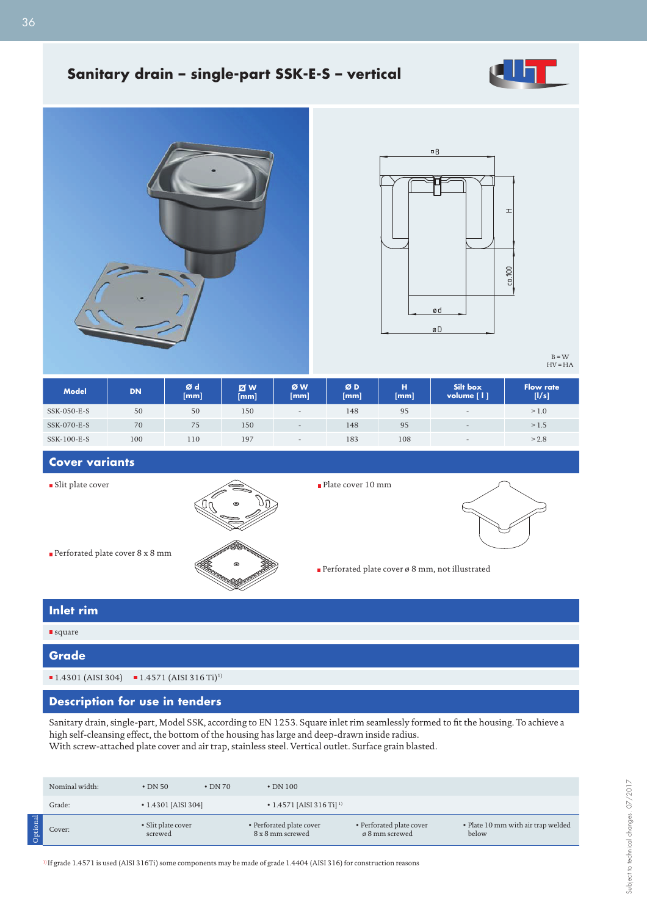# Sanitary drain – single-part SSK-E-S – vertical

B = W
HV = HA

| Model | DN | Ø d [mm] | ◻ W [mm] | Ø W [mm] | Ø D [mm] | H [mm] | Silt box volume [ l ] | Flow rate [l/s] |
|---|---|---|---|---|---|---|---|---|
| SSK-050-E-S | 50 | 50 | 150 | - | 148 | 95 | - | > 1.0 |
| SSK-070-E-S | 70 | 75 | 150 | - | 148 | 95 | - | > 1.5 |
| SSK-100-E-S | 100 | 110 | 197 | - | 183 | 108 | - | > 2.8 |

## Cover variants

- Slit plate cover
- Perforated plate cover 8 x 8 mm
- Plate cover 10 mm
- Perforated plate cover ø 8 mm, not illustrated

## Inlet rim

- square

## Grade

- 1.4301 (AISI 304)
- 1.4571 (AISI 316 Ti)[1)]

## Description for use in tenders

Sanitary drain, single-part, Model SSK, according to EN 1253. Square inlet rim seamlessly formed to fit the housing. To achieve a high self-cleansing effect, the bottom of the housing has large and deep-drawn inside radius.
With screw-attached plate cover and air trap, stainless steel. Vertical outlet. Surface grain blasted.

| | | | | |
|---|---|---|---|---|
| Nominal width: | • DN 50 | • DN 70 | • DN 100 | |
| Grade: | • 1.4301 [AISI 304] | | • 1.4571 [AISI 316 Ti] [1)] | |
| Optional — Cover: | • Slit plate cover screwed | • Perforated plate cover 8 x 8 mm screwed | • Perforated plate cover ø 8 mm screwed | • Plate 10 mm with air trap welded below |

[1)] If grade 1.4571 is used (AISI 316Ti) some components may be made of grade 1.4404 (AISI 316) for construction reasons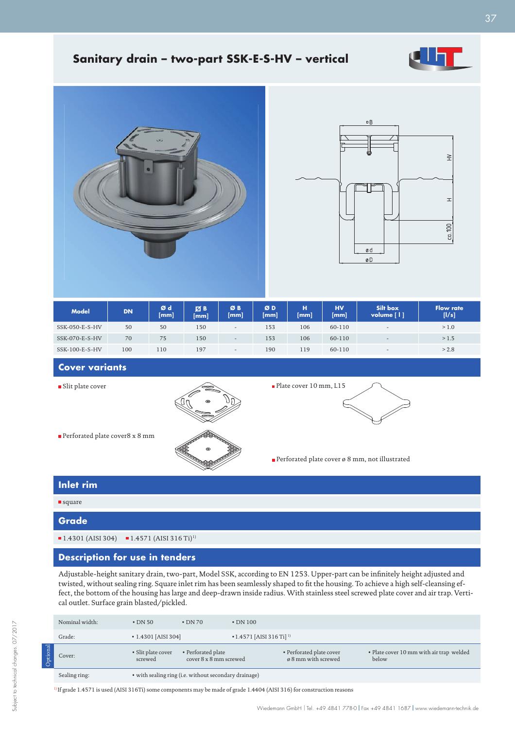# Sanitary drain – two-part SSK-E-S-HV – vertical

| Model | DN | Ø d [mm] | ▢ B [mm] | Ø B [mm] | Ø D [mm] | H [mm] | HV [mm] | Silt box volume [ l ] | Flow rate [l/s] |
|---|---|---|---|---|---|---|---|---|---|
| SSK-050-E-S-HV | 50 | 50 | 150 | - | 153 | 106 | 60-110 | - | > 1.0 |
| SSK-070-E-S-HV | 70 | 75 | 150 | - | 153 | 106 | 60-110 | - | > 1.5 |
| SSK-100-E-S-HV | 100 | 110 | 197 | - | 190 | 119 | 60-110 | - | > 2.8 |

## Cover variants

- Slit plate cover
- Plate cover 10 mm, L15
- Perforated plate cover8 x 8 mm
- Perforated plate cover ø 8 mm, not illustrated

## Inlet rim

- square

## Grade

- 1.4301 (AISI 304)
- 1.4571 (AISI 316 Ti)[1)]

## Description for use in tenders

Adjustable-height sanitary drain, two-part, Model SSK, according to EN 1253. Upper-part can be infinitely height adjusted and twisted, without sealing ring. Square inlet rim has been seamlessly shaped to fit the housing. To achieve a high self-cleansing effect, the bottom of the housing has large and deep-drawn inside radius. With stainless steel screwed plate cover and air trap. Vertical outlet. Surface grain blasted/pickled.

| | | | | |
|---|---|---|---|---|
| Nominal width: | • DN 50 | • DN 70 | • DN 100 | |
| Grade: | • 1.4301 [AISI 304] | | • 1.4571 [AISI 316 Ti] [1)] | |
| Cover: | • Slit plate cover screwed | • Perforated plate cover 8 x 8 mm screwed | • Perforated plate cover ø 8 mm with screwed | • Plate cover 10 mm with air trap welded below |
| Sealing ring (Optional): | • with sealing ring (i.e. without secondary drainage) | | | |

[1)] If grade 1.4571 is used (AISI 316Ti) some components may be made of grade 1.4404 (AISI 316) for construction reasons

Subject to technical changes: 07/2017

Wiedemann GmbH | Tel. +49 4841 778-0 | Fax +49 4841 1687 | www.wiedemann-technik.de